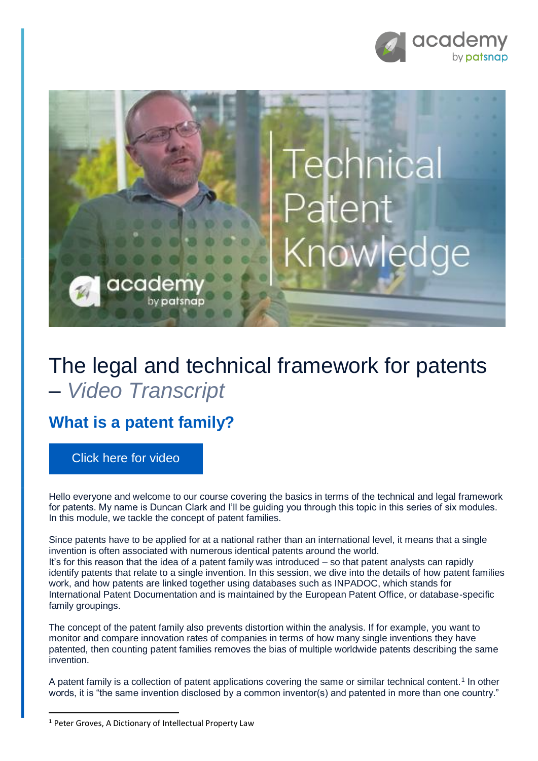# The legal and technical framework for patents – *Video Transcript*

## What is a patent family?

Click here for video

Hello everyone and welcome to our course covering the basics in terms of the technical and legal framework for patents. My name is Duncan Clark and I'll be guiding you through this topic in this series of six modules. In this module, we tackle the concept of patent families.

Since patents have to be applied for at a national rather than an international level, it means that a single invention is often associated with numerous identical patents around the world.
It's for this reason that the idea of a patent family was introduced – so that patent analysts can rapidly identify patents that relate to a single invention. In this session, we dive into the details of how patent families work, and how patents are linked together using databases such as INPADOC, which stands for International Patent Documentation and is maintained by the European Patent Office, or database-specific family groupings.

The concept of the patent family also prevents distortion within the analysis. If for example, you want to monitor and compare innovation rates of companies in terms of how many single inventions they have patented, then counting patent families removes the bias of multiple worldwide patents describing the same invention.

A patent family is a collection of patent applications covering the same or similar technical content.[1] In other words, it is "the same invention disclosed by a common inventor(s) and patented in more than one country."

[1] Peter Groves, A Dictionary of Intellectual Property Law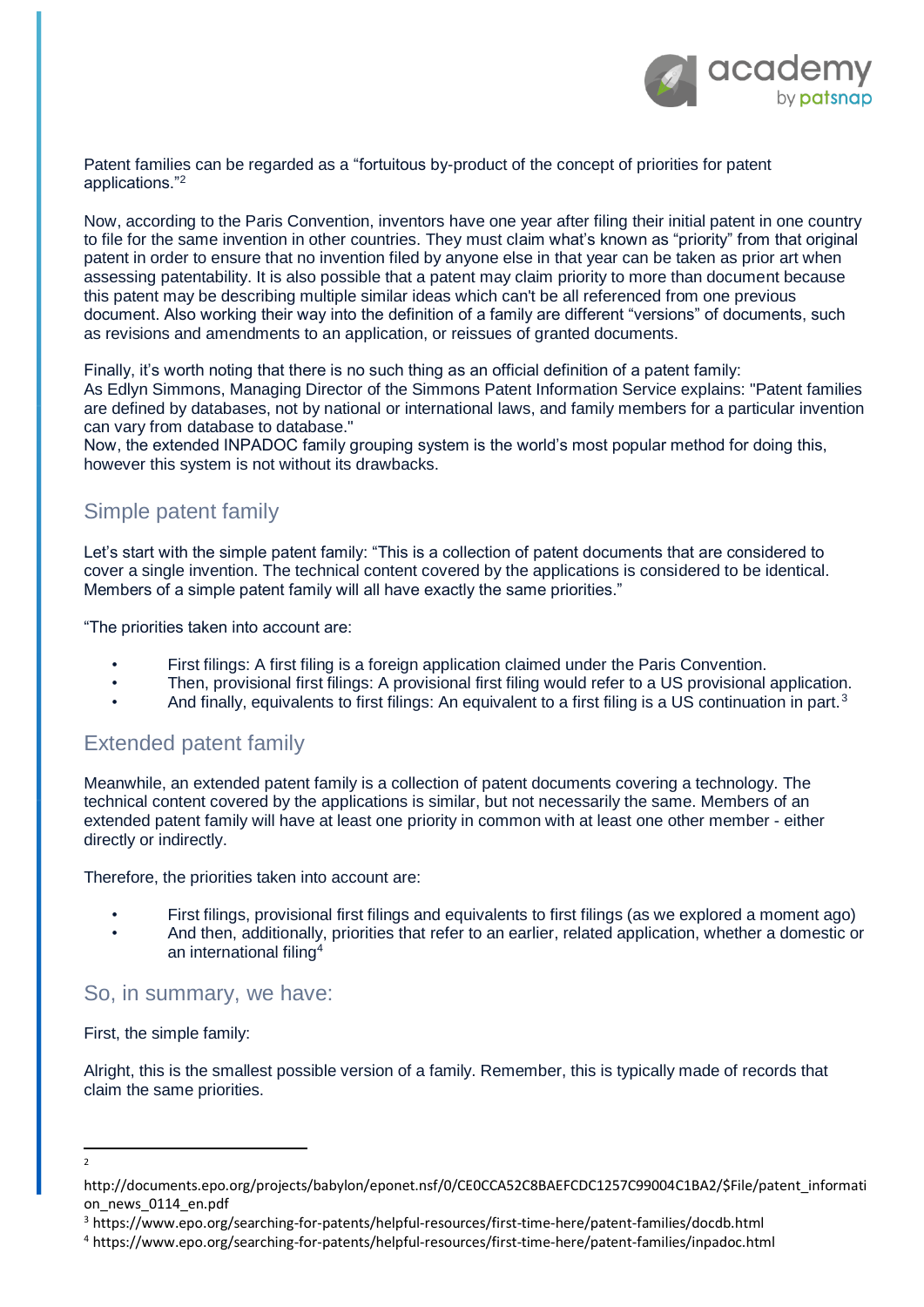Patent families can be regarded as a "fortuitous by-product of the concept of priorities for patent applications."[2]

Now, according to the Paris Convention, inventors have one year after filing their initial patent in one country to file for the same invention in other countries. They must claim what's known as "priority" from that original patent in order to ensure that no invention filed by anyone else in that year can be taken as prior art when assessing patentability. It is also possible that a patent may claim priority to more than document because this patent may be describing multiple similar ideas which can't be all referenced from one previous document. Also working their way into the definition of a family are different "versions" of documents, such as revisions and amendments to an application, or reissues of granted documents.

Finally, it's worth noting that there is no such thing as an official definition of a patent family:
As Edlyn Simmons, Managing Director of the Simmons Patent Information Service explains: "Patent families are defined by databases, not by national or international laws, and family members for a particular invention can vary from database to database."
Now, the extended INPADOC family grouping system is the world's most popular method for doing this, however this system is not without its drawbacks.

## Simple patent family

Let's start with the simple patent family: "This is a collection of patent documents that are considered to cover a single invention. The technical content covered by the applications is considered to be identical. Members of a simple patent family will all have exactly the same priorities."

"The priorities taken into account are:

- First filings: A first filing is a foreign application claimed under the Paris Convention.
- Then, provisional first filings: A provisional first filing would refer to a US provisional application.
- And finally, equivalents to first filings: An equivalent to a first filing is a US continuation in part.[3]

## Extended patent family

Meanwhile, an extended patent family is a collection of patent documents covering a technology. The technical content covered by the applications is similar, but not necessarily the same. Members of an extended patent family will have at least one priority in common with at least one other member - either directly or indirectly.

Therefore, the priorities taken into account are:

- First filings, provisional first filings and equivalents to first filings (as we explored a moment ago)
- And then, additionally, priorities that refer to an earlier, related application, whether a domestic or an international filing[4]

## So, in summary, we have:

First, the simple family:

Alright, this is the smallest possible version of a family. Remember, this is typically made of records that claim the same priorities.

---

[2] http://documents.epo.org/projects/babylon/eponet.nsf/0/CE0CCA52C8BAEFCDC1257C99004C1BA2/$File/patent_information_news_0114_en.pdf

[3] https://www.epo.org/searching-for-patents/helpful-resources/first-time-here/patent-families/docdb.html

[4] https://www.epo.org/searching-for-patents/helpful-resources/first-time-here/patent-families/inpadoc.html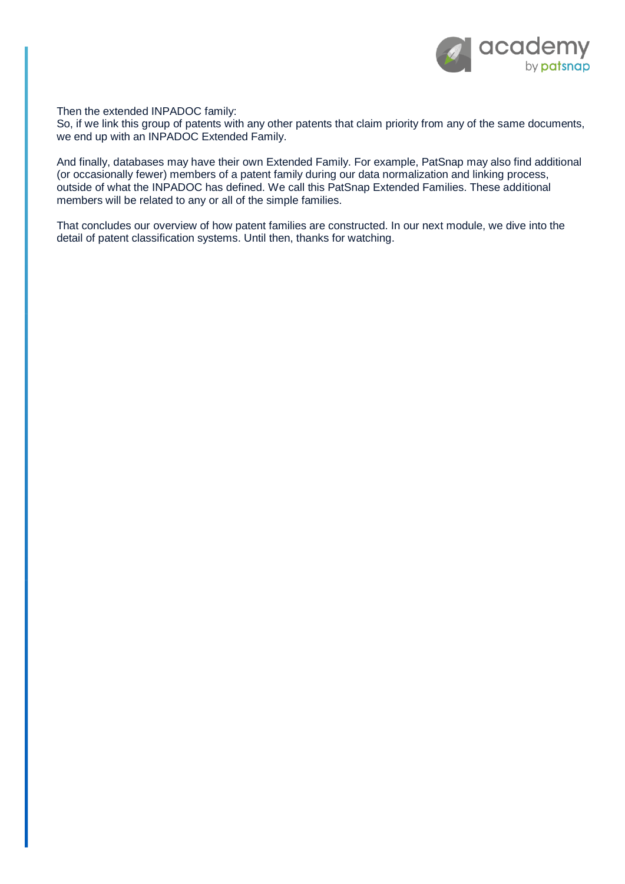Then the extended INPADOC family:
So, if we link this group of patents with any other patents that claim priority from any of the same documents, we end up with an INPADOC Extended Family.

And finally, databases may have their own Extended Family. For example, PatSnap may also find additional (or occasionally fewer) members of a patent family during our data normalization and linking process, outside of what the INPADOC has defined. We call this PatSnap Extended Families. These additional members will be related to any or all of the simple families.

That concludes our overview of how patent families are constructed. In our next module, we dive into the detail of patent classification systems. Until then, thanks for watching.